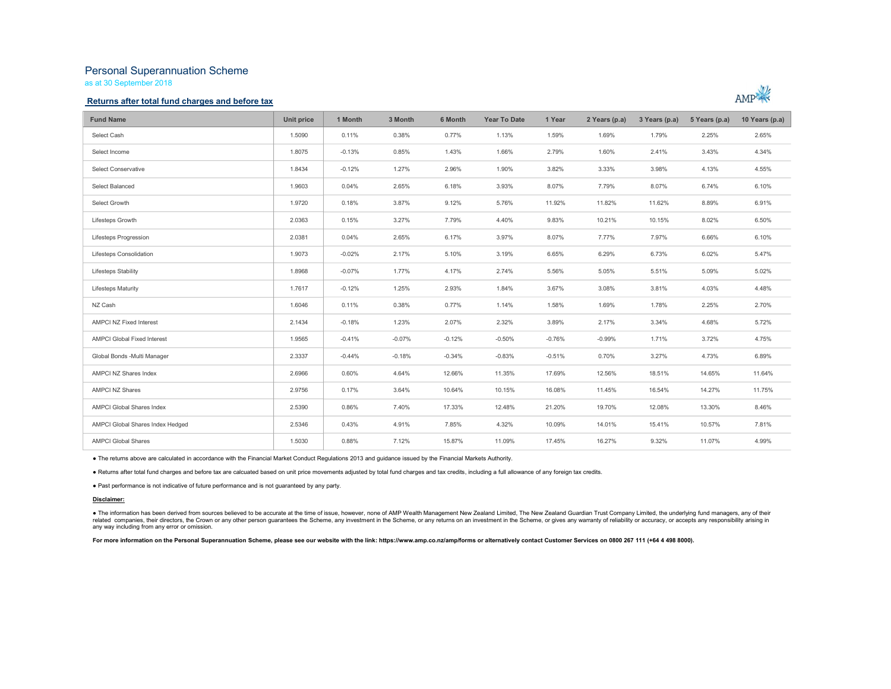# Personal Superannuation Scheme

as at 30 September 2018

## Returns after total fund charges and before tax

| Fund Name | Unit price | 1 Month | 3 Month | 6 Month | Year To Date | 1 Year | 2 Years (p.a) | 3 Years (p.a) | 5 Years (p.a) | 10 Years (p.a) |
|---|---|---|---|---|---|---|---|---|---|---|
| Select Cash | 1.5090 | 0.11% | 0.38% | 0.77% | 1.13% | 1.59% | 1.69% | 1.79% | 2.25% | 2.65% |
| Select Income | 1.8075 | -0.13% | 0.85% | 1.43% | 1.66% | 2.79% | 1.60% | 2.41% | 3.43% | 4.34% |
| Select Conservative | 1.8434 | -0.12% | 1.27% | 2.96% | 1.90% | 3.82% | 3.33% | 3.98% | 4.13% | 4.55% |
| Select Balanced | 1.9603 | 0.04% | 2.65% | 6.18% | 3.93% | 8.07% | 7.79% | 8.07% | 6.74% | 6.10% |
| Select Growth | 1.9720 | 0.18% | 3.87% | 9.12% | 5.76% | 11.92% | 11.82% | 11.62% | 8.89% | 6.91% |
| Lifesteps Growth | 2.0363 | 0.15% | 3.27% | 7.79% | 4.40% | 9.83% | 10.21% | 10.15% | 8.02% | 6.50% |
| Lifesteps Progression | 2.0381 | 0.04% | 2.65% | 6.17% | 3.97% | 8.07% | 7.77% | 7.97% | 6.66% | 6.10% |
| Lifesteps Consolidation | 1.9073 | -0.02% | 2.17% | 5.10% | 3.19% | 6.65% | 6.29% | 6.73% | 6.02% | 5.47% |
| Lifesteps Stability | 1.8968 | -0.07% | 1.77% | 4.17% | 2.74% | 5.56% | 5.05% | 5.51% | 5.09% | 5.02% |
| Lifesteps Maturity | 1.7617 | -0.12% | 1.25% | 2.93% | 1.84% | 3.67% | 3.08% | 3.81% | 4.03% | 4.48% |
| NZ Cash | 1.6046 | 0.11% | 0.38% | 0.77% | 1.14% | 1.58% | 1.69% | 1.78% | 2.25% | 2.70% |
| AMPCI NZ Fixed Interest | 2.1434 | -0.18% | 1.23% | 2.07% | 2.32% | 3.89% | 2.17% | 3.34% | 4.68% | 5.72% |
| AMPCI Global Fixed Interest | 1.9565 | -0.41% | -0.07% | -0.12% | -0.50% | -0.76% | -0.99% | 1.71% | 3.72% | 4.75% |
| Global Bonds -Multi Manager | 2.3337 | -0.44% | -0.18% | -0.34% | -0.83% | -0.51% | 0.70% | 3.27% | 4.73% | 6.89% |
| AMPCI NZ Shares Index | 2.6966 | 0.60% | 4.64% | 12.66% | 11.35% | 17.69% | 12.56% | 18.51% | 14.65% | 11.64% |
| AMPCI NZ Shares | 2.9756 | 0.17% | 3.64% | 10.64% | 10.15% | 16.08% | 11.45% | 16.54% | 14.27% | 11.75% |
| AMPCI Global Shares Index | 2.5390 | 0.86% | 7.40% | 17.33% | 12.48% | 21.20% | 19.70% | 12.08% | 13.30% | 8.46% |
| AMPCI Global Shares Index Hedged | 2.5346 | 0.43% | 4.91% | 7.85% | 4.32% | 10.09% | 14.01% | 15.41% | 10.57% | 7.81% |
| AMPCI Global Shares | 1.5030 | 0.88% | 7.12% | 15.87% | 11.09% | 17.45% | 16.27% | 9.32% | 11.07% | 4.99% |

- The returns above are calculated in accordance with the Financial Market Conduct Regulations 2013 and guidance issued by the Financial Markets Authority.
- Returns after total fund charges and before tax are calcuated based on unit price movements adjusted by total fund charges and tax credits, including a full allowance of any foreign tax credits.
- Past performance is not indicative of future performance and is not guaranteed by any party.

**Disclaimer:**

- The information has been derived from sources believed to be accurate at the time of issue, however, none of AMP Wealth Management New Zealand Limited, The New Zealand Guardian Trust Company Limited, the underlying fund managers, any of their related companies, their directors, the Crown or any other person guarantees the Scheme, any investment in the Scheme, or any returns on an investment in the Scheme, or gives any warranty of reliability or accuracy, or accepts any responsibility arising in any way including from any error or omission.

**For more information on the Personal Superannuation Scheme, please see our website with the link: https://www.amp.co.nz/amp/forms or alternatively contact Customer Services on 0800 267 111 (+64 4 498 8000).**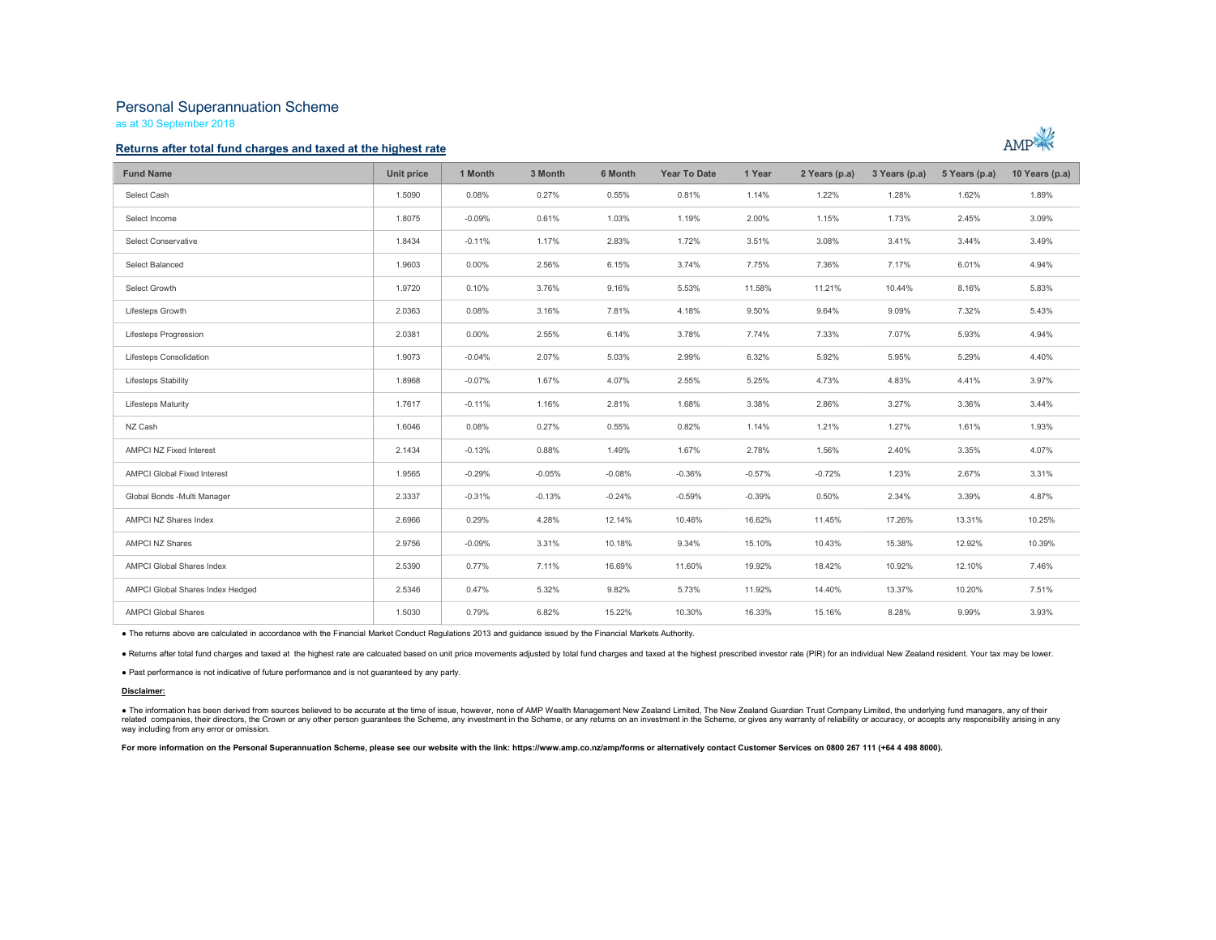# Personal Superannuation Scheme

as at 30 September 2018

## Returns after total fund charges and taxed at the highest rate

| Fund Name | Unit price | 1 Month | 3 Month | 6 Month | Year To Date | 1 Year | 2 Years (p.a) | 3 Years (p.a) | 5 Years (p.a) | 10 Years (p.a) |
|---|---|---|---|---|---|---|---|---|---|---|
| Select Cash | 1.5090 | 0.08% | 0.27% | 0.55% | 0.81% | 1.14% | 1.22% | 1.28% | 1.62% | 1.89% |
| Select Income | 1.8075 | -0.09% | 0.61% | 1.03% | 1.19% | 2.00% | 1.15% | 1.73% | 2.45% | 3.09% |
| Select Conservative | 1.8434 | -0.11% | 1.17% | 2.83% | 1.72% | 3.51% | 3.08% | 3.41% | 3.44% | 3.49% |
| Select Balanced | 1.9603 | 0.00% | 2.56% | 6.15% | 3.74% | 7.75% | 7.36% | 7.17% | 6.01% | 4.94% |
| Select Growth | 1.9720 | 0.10% | 3.76% | 9.16% | 5.53% | 11.58% | 11.21% | 10.44% | 8.16% | 5.83% |
| Lifesteps Growth | 2.0363 | 0.08% | 3.16% | 7.81% | 4.18% | 9.50% | 9.64% | 9.09% | 7.32% | 5.43% |
| Lifesteps Progression | 2.0381 | 0.00% | 2.55% | 6.14% | 3.78% | 7.74% | 7.33% | 7.07% | 5.93% | 4.94% |
| Lifesteps Consolidation | 1.9073 | -0.04% | 2.07% | 5.03% | 2.99% | 6.32% | 5.92% | 5.95% | 5.29% | 4.40% |
| Lifesteps Stability | 1.8968 | -0.07% | 1.67% | 4.07% | 2.55% | 5.25% | 4.73% | 4.83% | 4.41% | 3.97% |
| Lifesteps Maturity | 1.7617 | -0.11% | 1.16% | 2.81% | 1.68% | 3.38% | 2.86% | 3.27% | 3.36% | 3.44% |
| NZ Cash | 1.6046 | 0.08% | 0.27% | 0.55% | 0.82% | 1.14% | 1.21% | 1.27% | 1.61% | 1.93% |
| AMPCI NZ Fixed Interest | 2.1434 | -0.13% | 0.88% | 1.49% | 1.67% | 2.78% | 1.56% | 2.40% | 3.35% | 4.07% |
| AMPCI Global Fixed Interest | 1.9565 | -0.29% | -0.05% | -0.08% | -0.36% | -0.57% | -0.72% | 1.23% | 2.67% | 3.31% |
| Global Bonds -Multi Manager | 2.3337 | -0.31% | -0.13% | -0.24% | -0.59% | -0.39% | 0.50% | 2.34% | 3.39% | 4.87% |
| AMPCI NZ Shares Index | 2.6966 | 0.29% | 4.28% | 12.14% | 10.46% | 16.62% | 11.45% | 17.26% | 13.31% | 10.25% |
| AMPCI NZ Shares | 2.9756 | -0.09% | 3.31% | 10.18% | 9.34% | 15.10% | 10.43% | 15.38% | 12.92% | 10.39% |
| AMPCI Global Shares Index | 2.5390 | 0.77% | 7.11% | 16.69% | 11.60% | 19.92% | 18.42% | 10.92% | 12.10% | 7.46% |
| AMPCI Global Shares Index Hedged | 2.5346 | 0.47% | 5.32% | 9.82% | 5.73% | 11.92% | 14.40% | 13.37% | 10.20% | 7.51% |
| AMPCI Global Shares | 1.5030 | 0.79% | 6.82% | 15.22% | 10.30% | 16.33% | 15.16% | 8.28% | 9.99% | 3.93% |

- The returns above are calculated in accordance with the Financial Market Conduct Regulations 2013 and guidance issued by the Financial Markets Authority.
- Returns after total fund charges and taxed at the highest rate are calcuated based on unit price movements adjusted by total fund charges and taxed at the highest prescribed investor rate (PIR) for an individual New Zealand resident. Your tax may be lower.
- Past performance is not indicative of future performance and is not guaranteed by any party.

**Disclaimer:**

- The information has been derived from sources believed to be accurate at the time of issue, however, none of AMP Wealth Management New Zealand Limited, The New Zealand Guardian Trust Company Limited, the underlying fund managers, any of their related companies, their directors, the Crown or any other person guarantees the Scheme, any investment in the Scheme, or any returns on an investment in the Scheme, or gives any warranty of reliability or accuracy, or accepts any responsibility arising in any way including from any error or omission.

**For more information on the Personal Superannuation Scheme, please see our website with the link: https://www.amp.co.nz/amp/forms or alternatively contact Customer Services on 0800 267 111 (+64 4 498 8000).**